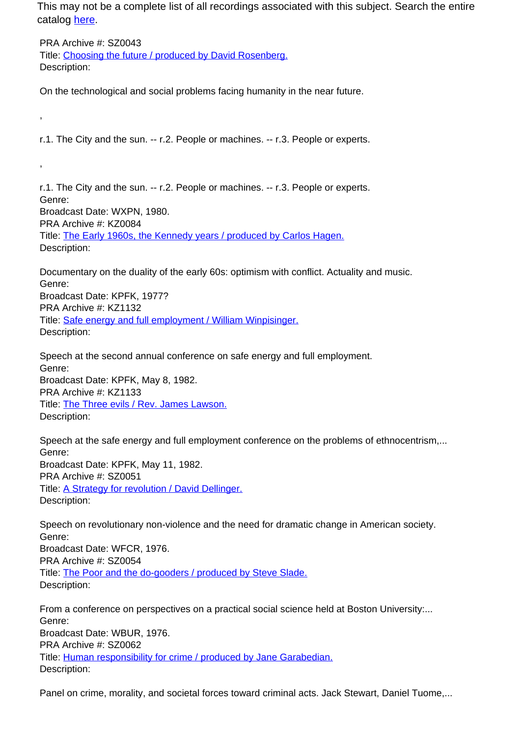This may not be a complete list of all recordings associated with this subject. Search the entire catalog [here](#).

PRA Archive #: SZ0043  
Title: [Choosing the future / produced by David Rosenberg.](#)  
Description:

On the technological and social problems facing humanity in the near future.

,

r.1. The City and the sun. -- r.2. People or machines. -- r.3. People or experts.

,

r.1. The City and the sun. -- r.2. People or machines. -- r.3. People or experts.  
Genre:  
Broadcast Date: WXPN, 1980.

PRA Archive #: KZ0084  
Title: [The Early 1960s, the Kennedy years / produced by Carlos Hagen.](#)  
Description:

Documentary on the duality of the early 60s: optimism with conflict. Actuality and music.  
Genre:  
Broadcast Date: KPFK, 1977?

PRA Archive #: KZ1132  
Title: [Safe energy and full employment / William Winpisinger.](#)  
Description:

Speech at the second annual conference on safe energy and full employment.  
Genre:  
Broadcast Date: KPFK, May 8, 1982.

PRA Archive #: KZ1133  
Title: [The Three evils / Rev. James Lawson.](#)  
Description:

Speech at the safe energy and full employment conference on the problems of ethnocentrism,...  
Genre:  
Broadcast Date: KPFK, May 11, 1982.

PRA Archive #: SZ0051  
Title: [A Strategy for revolution / David Dellinger.](#)  
Description:

Speech on revolutionary non-violence and the need for dramatic change in American society.  
Genre:  
Broadcast Date: WFCR, 1976.

PRA Archive #: SZ0054  
Title: [The Poor and the do-gooders / produced by Steve Slade.](#)  
Description:

From a conference on perspectives on a practical social science held at Boston University:...  
Genre:  
Broadcast Date: WBUR, 1976.

PRA Archive #: SZ0062  
Title: [Human responsibility for crime / produced by Jane Garabedian.](#)  
Description:

Panel on crime, morality, and societal forces toward criminal acts. Jack Stewart, Daniel Tuome,...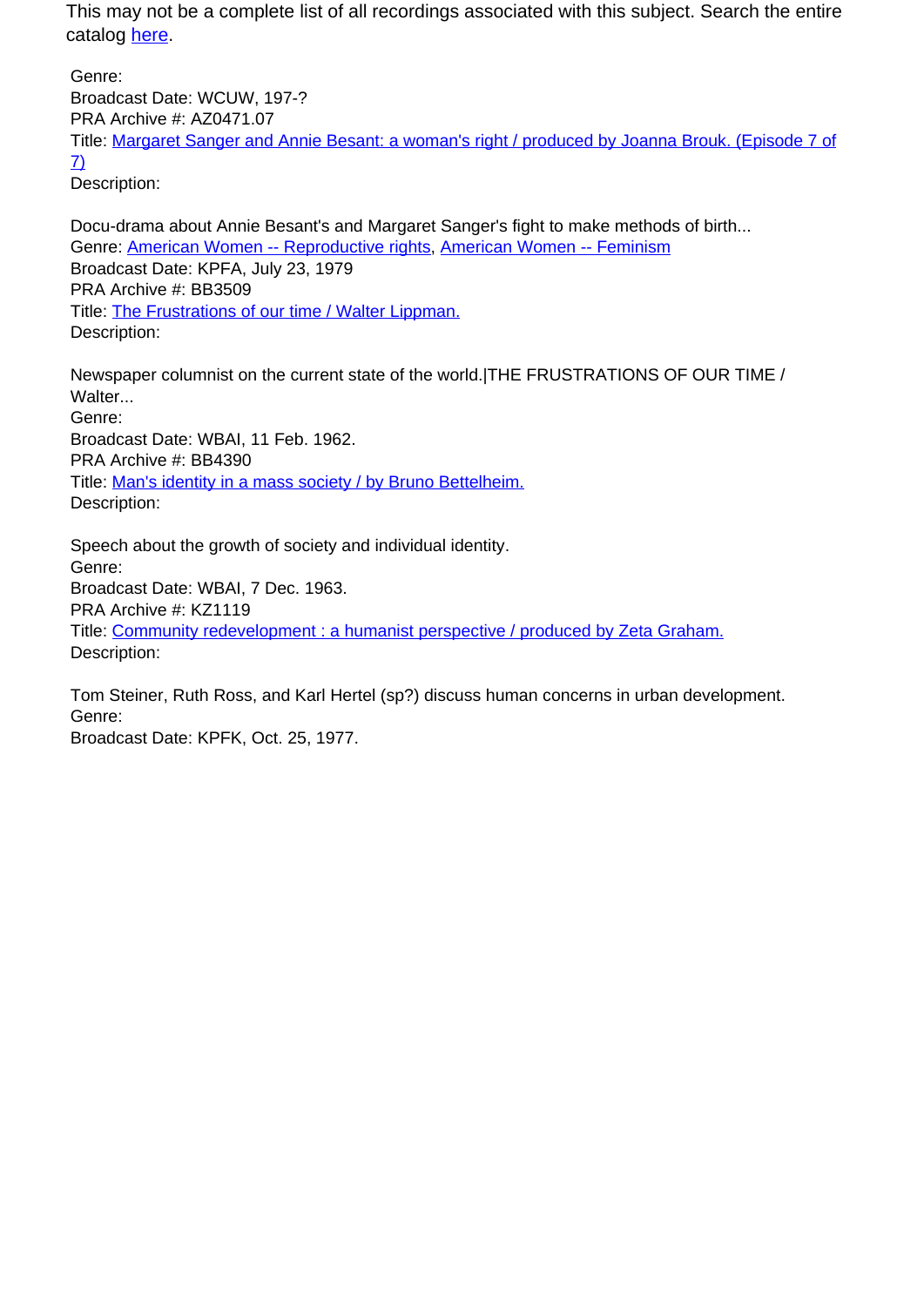This may not be a complete list of all recordings associated with this subject. Search the entire catalog [here](#).

Genre:
Broadcast Date: WCUW, 197-?
PRA Archive #: AZ0471.07
Title: [Margaret Sanger and Annie Besant: a woman's right / produced by Joanna Brouk. (Episode 7 of 7)](#)
Description:

Docu-drama about Annie Besant's and Margaret Sanger's fight to make methods of birth...
Genre: [American Women -- Reproductive rights](#), [American Women -- Feminism](#)
Broadcast Date: KPFA, July 23, 1979
PRA Archive #: BB3509
Title: [The Frustrations of our time / Walter Lippman.](#)
Description:

Newspaper columnist on the current state of the world.|THE FRUSTRATIONS OF OUR TIME / Walter...
Genre:
Broadcast Date: WBAI, 11 Feb. 1962.
PRA Archive #: BB4390
Title: [Man's identity in a mass society / by Bruno Bettelheim.](#)
Description:

Speech about the growth of society and individual identity.
Genre:
Broadcast Date: WBAI, 7 Dec. 1963.
PRA Archive #: KZ1119
Title: [Community redevelopment : a humanist perspective / produced by Zeta Graham.](#)
Description:

Tom Steiner, Ruth Ross, and Karl Hertel (sp?) discuss human concerns in urban development.
Genre:
Broadcast Date: KPFK, Oct. 25, 1977.